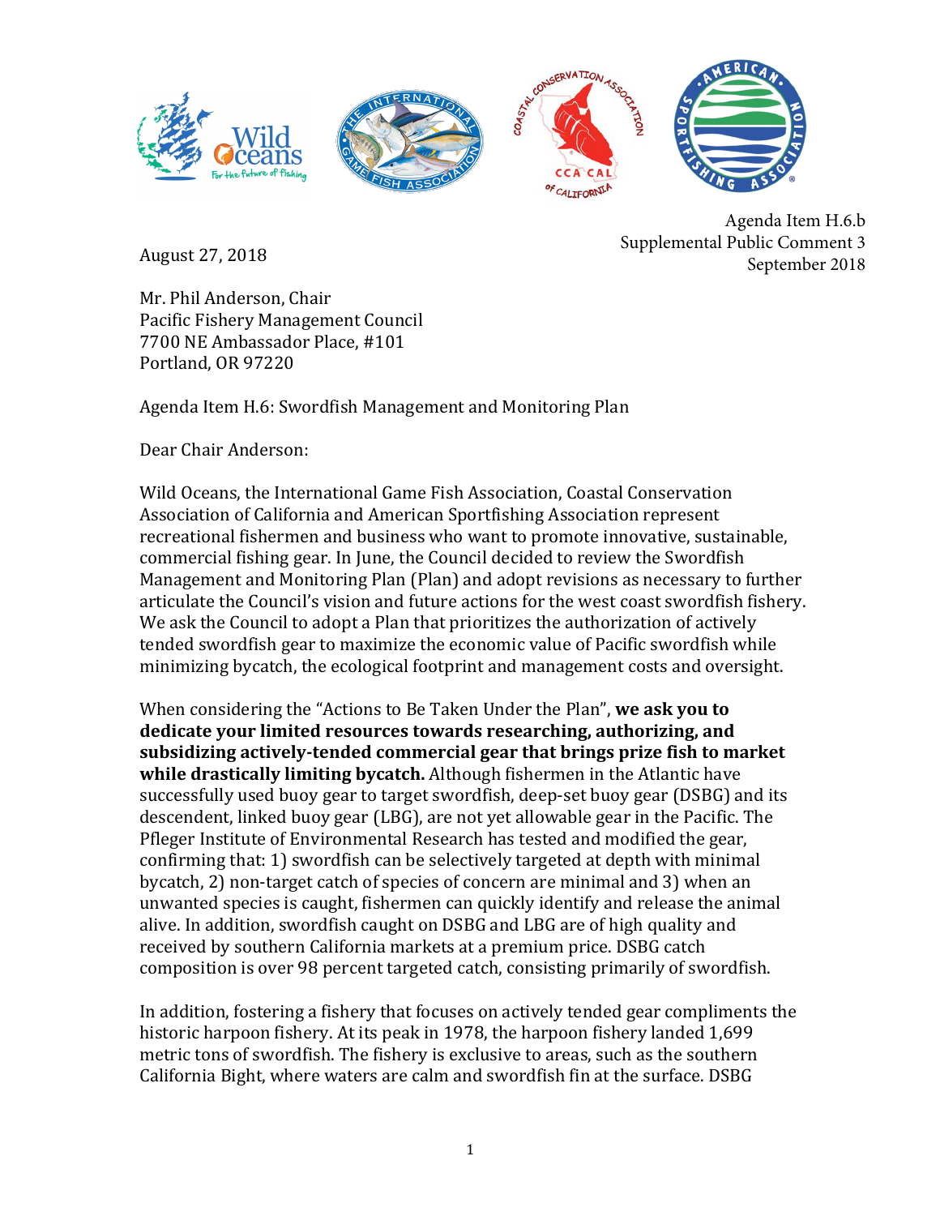Agenda Item H.6.b
Supplemental Public Comment 3
September 2018

August 27, 2018

Mr. Phil Anderson, Chair
Pacific Fishery Management Council
7700 NE Ambassador Place, #101
Portland, OR 97220

Agenda Item H.6: Swordfish Management and Monitoring Plan

Dear Chair Anderson:

Wild Oceans, the International Game Fish Association, Coastal Conservation Association of California and American Sportfishing Association represent recreational fishermen and business who want to promote innovative, sustainable, commercial fishing gear. In June, the Council decided to review the Swordfish Management and Monitoring Plan (Plan) and adopt revisions as necessary to further articulate the Council's vision and future actions for the west coast swordfish fishery. We ask the Council to adopt a Plan that prioritizes the authorization of actively tended swordfish gear to maximize the economic value of Pacific swordfish while minimizing bycatch, the ecological footprint and management costs and oversight.

When considering the "Actions to Be Taken Under the Plan", **we ask you to dedicate your limited resources towards researching, authorizing, and subsidizing actively-tended commercial gear that brings prize fish to market while drastically limiting bycatch.** Although fishermen in the Atlantic have successfully used buoy gear to target swordfish, deep-set buoy gear (DSBG) and its descendent, linked buoy gear (LBG), are not yet allowable gear in the Pacific. The Pfleger Institute of Environmental Research has tested and modified the gear, confirming that: 1) swordfish can be selectively targeted at depth with minimal bycatch, 2) non-target catch of species of concern are minimal and 3) when an unwanted species is caught, fishermen can quickly identify and release the animal alive. In addition, swordfish caught on DSBG and LBG are of high quality and received by southern California markets at a premium price. DSBG catch composition is over 98 percent targeted catch, consisting primarily of swordfish.

In addition, fostering a fishery that focuses on actively tended gear compliments the historic harpoon fishery. At its peak in 1978, the harpoon fishery landed 1,699 metric tons of swordfish. The fishery is exclusive to areas, such as the southern California Bight, where waters are calm and swordfish fin at the surface. DSBG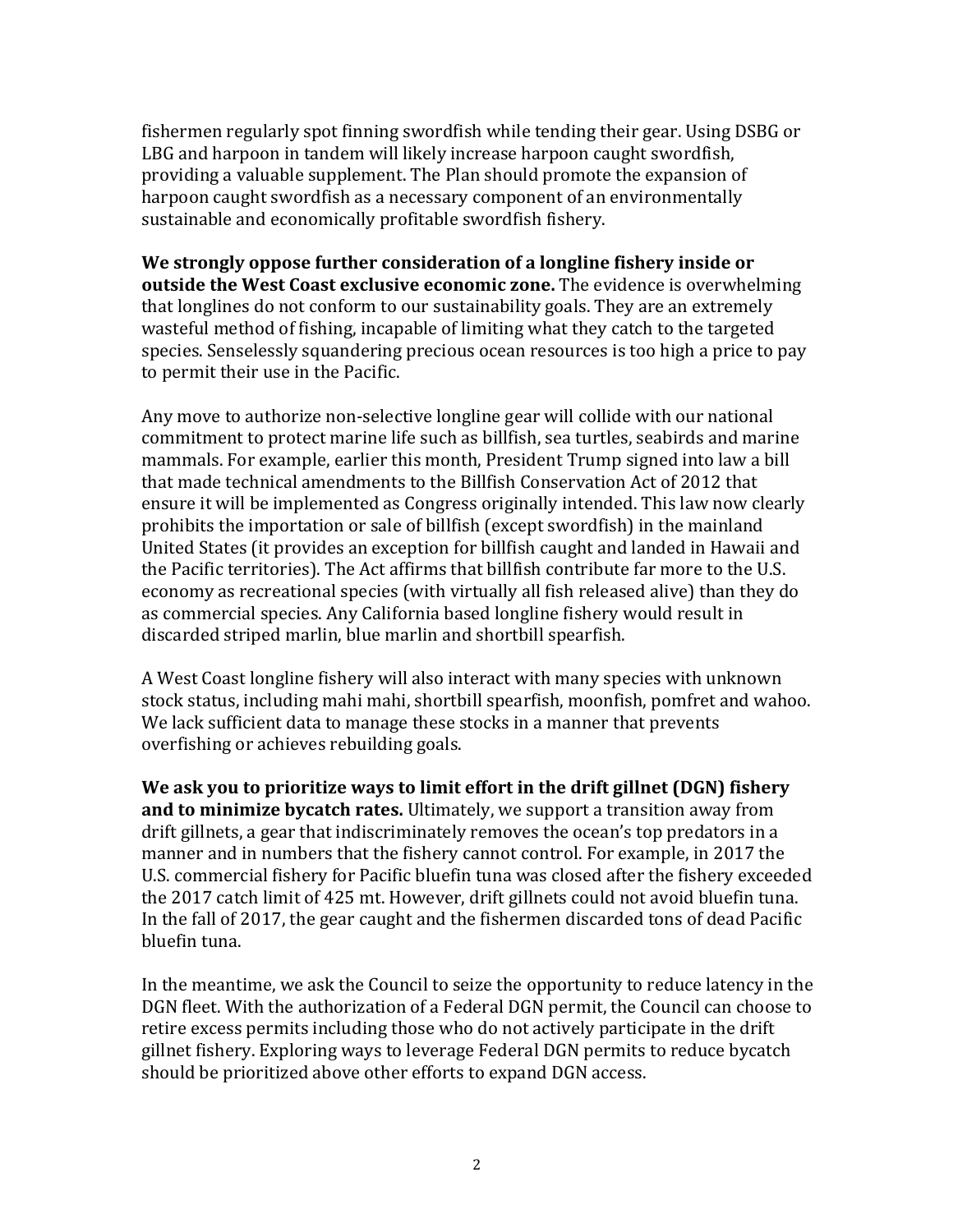fishermen regularly spot finning swordfish while tending their gear. Using DSBG or LBG and harpoon in tandem will likely increase harpoon caught swordfish, providing a valuable supplement. The Plan should promote the expansion of harpoon caught swordfish as a necessary component of an environmentally sustainable and economically profitable swordfish fishery.

**We strongly oppose further consideration of a longline fishery inside or outside the West Coast exclusive economic zone.** The evidence is overwhelming that longlines do not conform to our sustainability goals. They are an extremely wasteful method of fishing, incapable of limiting what they catch to the targeted species. Senselessly squandering precious ocean resources is too high a price to pay to permit their use in the Pacific.

Any move to authorize non-selective longline gear will collide with our national commitment to protect marine life such as billfish, sea turtles, seabirds and marine mammals. For example, earlier this month, President Trump signed into law a bill that made technical amendments to the Billfish Conservation Act of 2012 that ensure it will be implemented as Congress originally intended. This law now clearly prohibits the importation or sale of billfish (except swordfish) in the mainland United States (it provides an exception for billfish caught and landed in Hawaii and the Pacific territories). The Act affirms that billfish contribute far more to the U.S. economy as recreational species (with virtually all fish released alive) than they do as commercial species. Any California based longline fishery would result in discarded striped marlin, blue marlin and shortbill spearfish.

A West Coast longline fishery will also interact with many species with unknown stock status, including mahi mahi, shortbill spearfish, moonfish, pomfret and wahoo. We lack sufficient data to manage these stocks in a manner that prevents overfishing or achieves rebuilding goals.

**We ask you to prioritize ways to limit effort in the drift gillnet (DGN) fishery and to minimize bycatch rates.** Ultimately, we support a transition away from drift gillnets, a gear that indiscriminately removes the ocean's top predators in a manner and in numbers that the fishery cannot control. For example, in 2017 the U.S. commercial fishery for Pacific bluefin tuna was closed after the fishery exceeded the 2017 catch limit of 425 mt. However, drift gillnets could not avoid bluefin tuna. In the fall of 2017, the gear caught and the fishermen discarded tons of dead Pacific bluefin tuna.

In the meantime, we ask the Council to seize the opportunity to reduce latency in the DGN fleet. With the authorization of a Federal DGN permit, the Council can choose to retire excess permits including those who do not actively participate in the drift gillnet fishery. Exploring ways to leverage Federal DGN permits to reduce bycatch should be prioritized above other efforts to expand DGN access.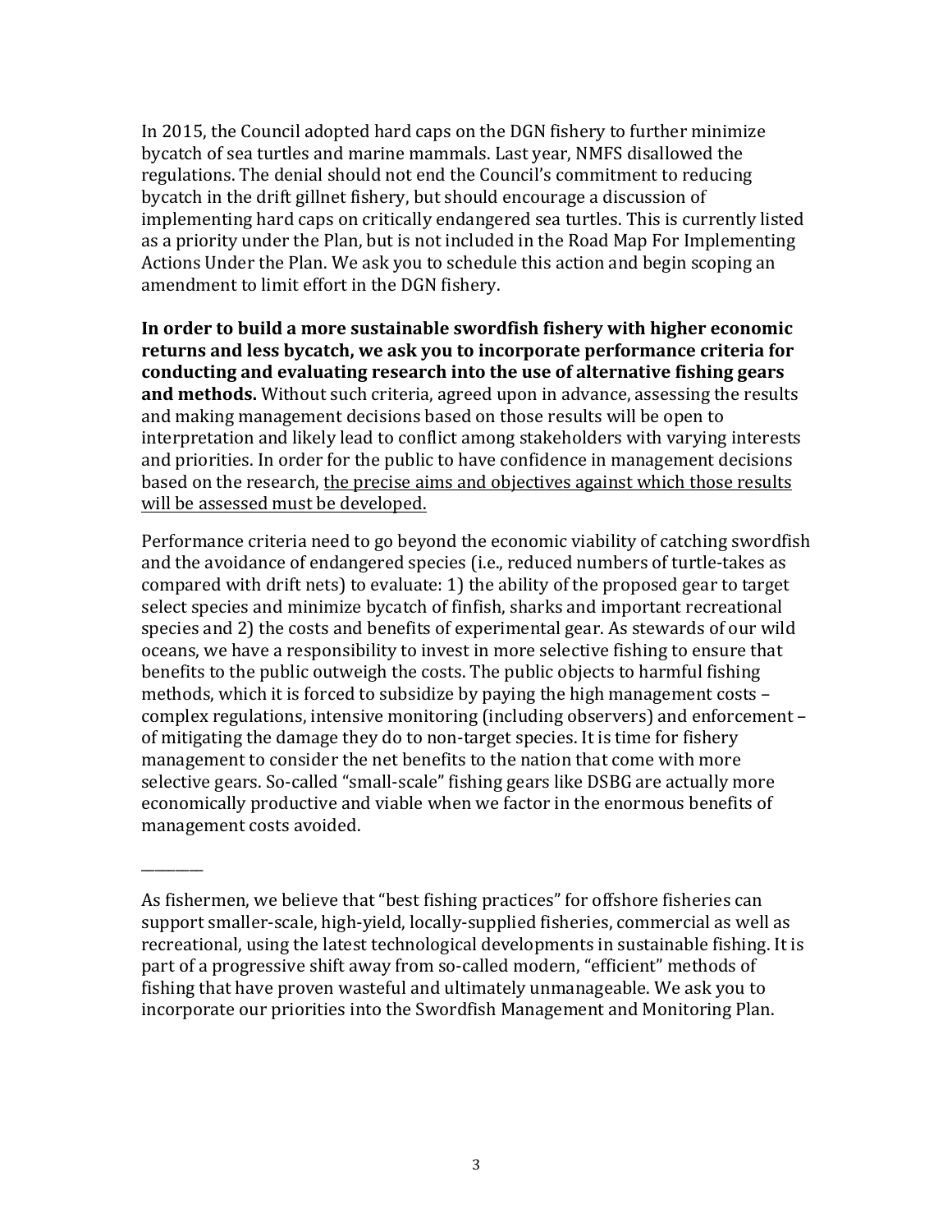In 2015, the Council adopted hard caps on the DGN fishery to further minimize bycatch of sea turtles and marine mammals. Last year, NMFS disallowed the regulations. The denial should not end the Council's commitment to reducing bycatch in the drift gillnet fishery, but should encourage a discussion of implementing hard caps on critically endangered sea turtles. This is currently listed as a priority under the Plan, but is not included in the Road Map For Implementing Actions Under the Plan. We ask you to schedule this action and begin scoping an amendment to limit effort in the DGN fishery.

**In order to build a more sustainable swordfish fishery with higher economic returns and less bycatch, we ask you to incorporate performance criteria for conducting and evaluating research into the use of alternative fishing gears and methods.** Without such criteria, agreed upon in advance, assessing the results and making management decisions based on those results will be open to interpretation and likely lead to conflict among stakeholders with varying interests and priorities. In order for the public to have confidence in management decisions based on the research, <u>the precise aims and objectives against which those results will be assessed must be developed.</u>

Performance criteria need to go beyond the economic viability of catching swordfish and the avoidance of endangered species (i.e., reduced numbers of turtle-takes as compared with drift nets) to evaluate: 1) the ability of the proposed gear to target select species and minimize bycatch of finfish, sharks and important recreational species and 2) the costs and benefits of experimental gear. As stewards of our wild oceans, we have a responsibility to invest in more selective fishing to ensure that benefits to the public outweigh the costs. The public objects to harmful fishing methods, which it is forced to subsidize by paying the high management costs – complex regulations, intensive monitoring (including observers) and enforcement – of mitigating the damage they do to non-target species. It is time for fishery management to consider the net benefits to the nation that come with more selective gears. So-called "small-scale" fishing gears like DSBG are actually more economically productive and viable when we factor in the enormous benefits of management costs avoided.

---

As fishermen, we believe that "best fishing practices" for offshore fisheries can support smaller-scale, high-yield, locally-supplied fisheries, commercial as well as recreational, using the latest technological developments in sustainable fishing. It is part of a progressive shift away from so-called modern, "efficient" methods of fishing that have proven wasteful and ultimately unmanageable. We ask you to incorporate our priorities into the Swordfish Management and Monitoring Plan.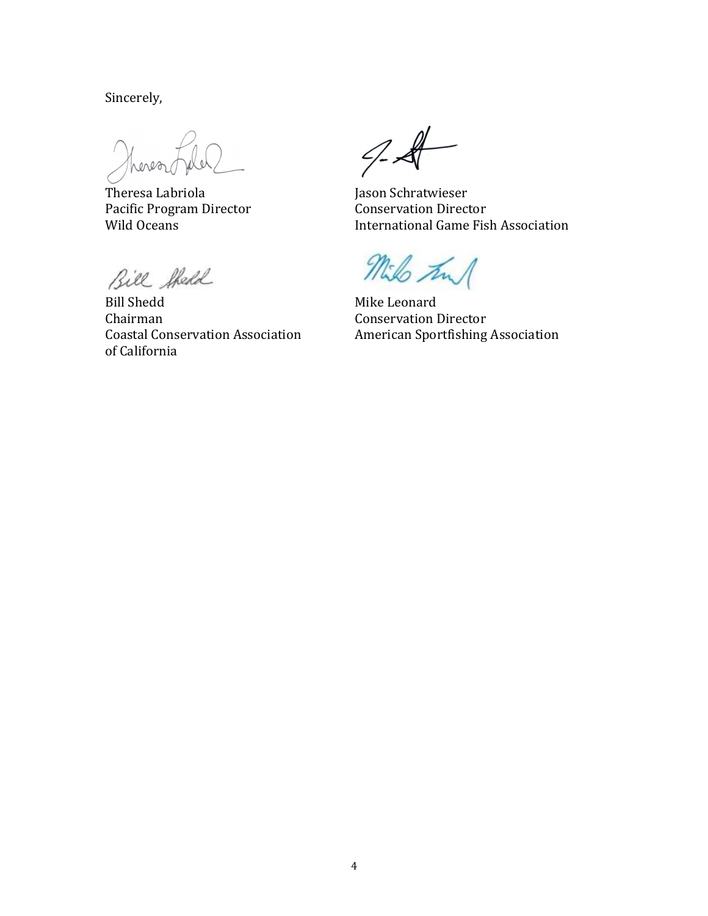Sincerely,

Theresa Labriola
Pacific Program Director
Wild Oceans

Jason Schratwieser
Conservation Director
International Game Fish Association

Bill Shedd
Chairman
Coastal Conservation Association
of California

Mike Leonard
Conservation Director
American Sportfishing Association